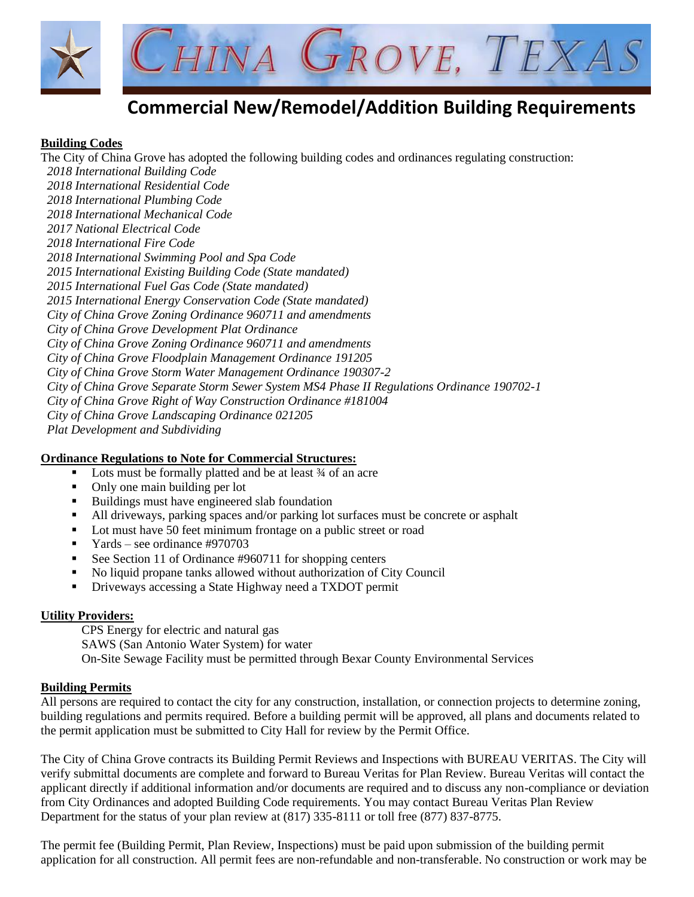# CHINA GROVE, TEXAS

## Commercial New/Remodel/Addition Building Requirements

**Building Codes**

The City of China Grove has adopted the following building codes and ordinances regulating construction:

*2018 International Building Code*
*2018 International Residential Code*
*2018 International Plumbing Code*
*2018 International Mechanical Code*
*2017 National Electrical Code*
*2018 International Fire Code*
*2018 International Swimming Pool and Spa Code*
*2015 International Existing Building Code (State mandated)*
*2015 International Fuel Gas Code (State mandated)*
*2015 International Energy Conservation Code (State mandated)*
*City of China Grove Zoning Ordinance 960711 and amendments*
*City of China Grove Development Plat Ordinance*
*City of China Grove Zoning Ordinance 960711 and amendments*
*City of China Grove Floodplain Management Ordinance 191205*
*City of China Grove Storm Water Management Ordinance 190307-2*
*City of China Grove Separate Storm Sewer System MS4 Phase II Regulations Ordinance 190702-1*
*City of China Grove Right of Way Construction Ordinance #181004*
*City of China Grove Landscaping Ordinance 021205*
*Plat Development and Subdividing*

**Ordinance Regulations to Note for Commercial Structures:**

- Lots must be formally platted and be at least ¾ of an acre
- Only one main building per lot
- Buildings must have engineered slab foundation
- All driveways, parking spaces and/or parking lot surfaces must be concrete or asphalt
- Lot must have 50 feet minimum frontage on a public street or road
- Yards – see ordinance #970703
- See Section 11 of Ordinance #960711 for shopping centers
- No liquid propane tanks allowed without authorization of City Council
- Driveways accessing a State Highway need a TXDOT permit

**Utility Providers:**

CPS Energy for electric and natural gas
SAWS (San Antonio Water System) for water
On-Site Sewage Facility must be permitted through Bexar County Environmental Services

**Building Permits**

All persons are required to contact the city for any construction, installation, or connection projects to determine zoning, building regulations and permits required. Before a building permit will be approved, all plans and documents related to the permit application must be submitted to City Hall for review by the Permit Office.

The City of China Grove contracts its Building Permit Reviews and Inspections with BUREAU VERITAS. The City will verify submittal documents are complete and forward to Bureau Veritas for Plan Review. Bureau Veritas will contact the applicant directly if additional information and/or documents are required and to discuss any non-compliance or deviation from City Ordinances and adopted Building Code requirements. You may contact Bureau Veritas Plan Review Department for the status of your plan review at (817) 335-8111 or toll free (877) 837-8775.

The permit fee (Building Permit, Plan Review, Inspections) must be paid upon submission of the building permit application for all construction. All permit fees are non-refundable and non-transferable. No construction or work may be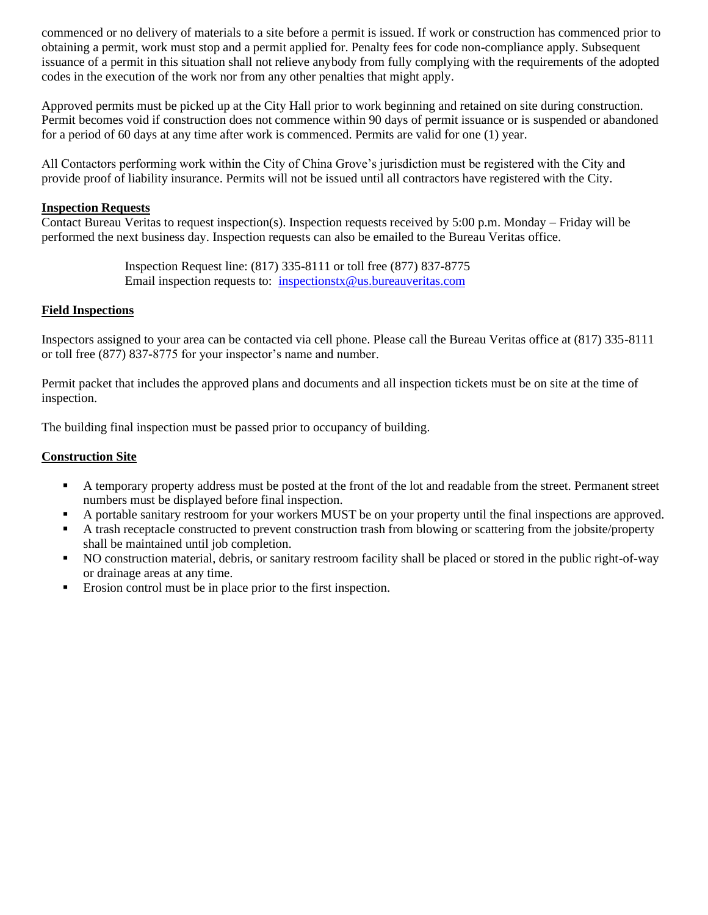commenced or no delivery of materials to a site before a permit is issued. If work or construction has commenced prior to obtaining a permit, work must stop and a permit applied for. Penalty fees for code non-compliance apply. Subsequent issuance of a permit in this situation shall not relieve anybody from fully complying with the requirements of the adopted codes in the execution of the work nor from any other penalties that might apply.

Approved permits must be picked up at the City Hall prior to work beginning and retained on site during construction. Permit becomes void if construction does not commence within 90 days of permit issuance or is suspended or abandoned for a period of 60 days at any time after work is commenced. Permits are valid for one (1) year.

All Contactors performing work within the City of China Grove's jurisdiction must be registered with the City and provide proof of liability insurance. Permits will not be issued until all contractors have registered with the City.

**Inspection Requests**

Contact Bureau Veritas to request inspection(s). Inspection requests received by 5:00 p.m. Monday – Friday will be performed the next business day. Inspection requests can also be emailed to the Bureau Veritas office.

Inspection Request line: (817) 335-8111 or toll free (877) 837-8775
Email inspection requests to: inspectionstx@us.bureauveritas.com

**Field Inspections**

Inspectors assigned to your area can be contacted via cell phone. Please call the Bureau Veritas office at (817) 335-8111 or toll free (877) 837-8775 for your inspector's name and number.

Permit packet that includes the approved plans and documents and all inspection tickets must be on site at the time of inspection.

The building final inspection must be passed prior to occupancy of building.

**Construction Site**

- A temporary property address must be posted at the front of the lot and readable from the street. Permanent street numbers must be displayed before final inspection.
- A portable sanitary restroom for your workers MUST be on your property until the final inspections are approved.
- A trash receptacle constructed to prevent construction trash from blowing or scattering from the jobsite/property shall be maintained until job completion.
- NO construction material, debris, or sanitary restroom facility shall be placed or stored in the public right-of-way or drainage areas at any time.
- Erosion control must be in place prior to the first inspection.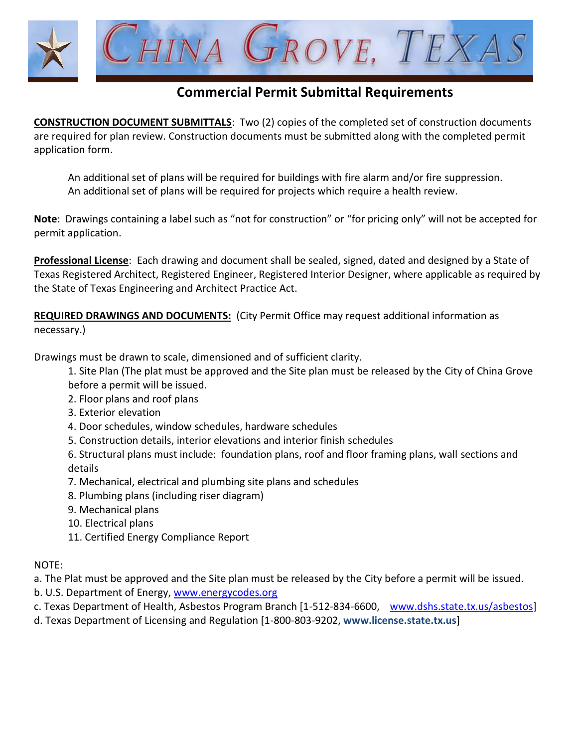# CHINA GROVE, TEXAS

## Commercial Permit Submittal Requirements

**CONSTRUCTION DOCUMENT SUBMITTALS**: Two (2) copies of the completed set of construction documents are required for plan review. Construction documents must be submitted along with the completed permit application form.

An additional set of plans will be required for buildings with fire alarm and/or fire suppression.
An additional set of plans will be required for projects which require a health review.

**Note**: Drawings containing a label such as "not for construction" or "for pricing only" will not be accepted for permit application.

**Professional License**: Each drawing and document shall be sealed, signed, dated and designed by a State of Texas Registered Architect, Registered Engineer, Registered Interior Designer, where applicable as required by the State of Texas Engineering and Architect Practice Act.

**REQUIRED DRAWINGS AND DOCUMENTS:** (City Permit Office may request additional information as necessary.)

Drawings must be drawn to scale, dimensioned and of sufficient clarity.

1. Site Plan (The plat must be approved and the Site plan must be released by the City of China Grove before a permit will be issued.
2. Floor plans and roof plans
3. Exterior elevation
4. Door schedules, window schedules, hardware schedules
5. Construction details, interior elevations and interior finish schedules
6. Structural plans must include: foundation plans, roof and floor framing plans, wall sections and details
7. Mechanical, electrical and plumbing site plans and schedules
8. Plumbing plans (including riser diagram)
9. Mechanical plans
10. Electrical plans
11. Certified Energy Compliance Report

NOTE:

a. The Plat must be approved and the Site plan must be released by the City before a permit will be issued.
b. U.S. Department of Energy, www.energycodes.org
c. Texas Department of Health, Asbestos Program Branch [1-512-834-6600, www.dshs.state.tx.us/asbestos]
d. Texas Department of Licensing and Regulation [1-800-803-9202, **www.license.state.tx.us**]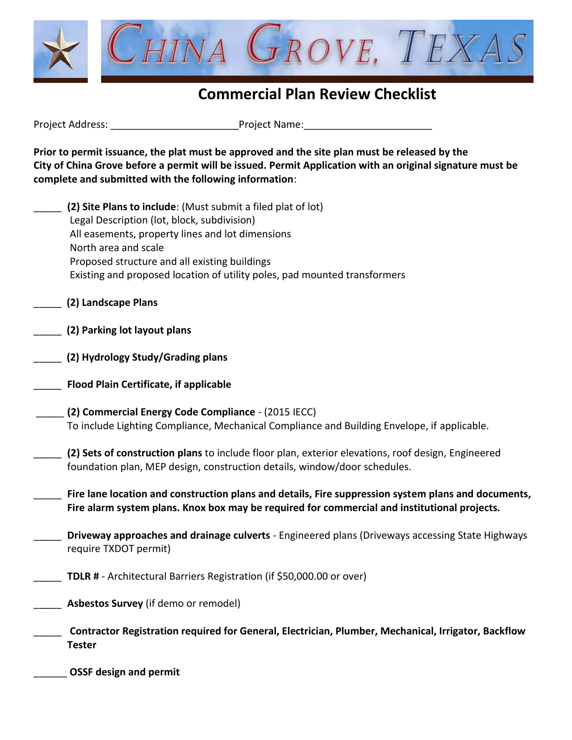# China Grove, Texas

## Commercial Plan Review Checklist

Project Address: ______________________ Project Name: ______________________

**Prior to permit issuance, the plat must be approved and the site plan must be released by the City of China Grove before a permit will be issued. Permit Application with an original signature must be complete and submitted with the following information**:

_____ **(2) Site Plans to include**: (Must submit a filed plat of lot)
Legal Description (lot, block, subdivision)
All easements, property lines and lot dimensions
North area and scale
Proposed structure and all existing buildings
Existing and proposed location of utility poles, pad mounted transformers

_____ **(2) Landscape Plans**

_____ **(2) Parking lot layout plans**

_____ **(2) Hydrology Study/Grading plans**

_____ **Flood Plain Certificate, if applicable**

_____ **(2) Commercial Energy Code Compliance** - (2015 IECC)
To include Lighting Compliance, Mechanical Compliance and Building Envelope, if applicable.

_____ **(2) Sets of construction plans** to include floor plan, exterior elevations, roof design, Engineered foundation plan, MEP design, construction details, window/door schedules.

_____ **Fire lane location and construction plans and details, Fire suppression system plans and documents, Fire alarm system plans. Knox box may be required for commercial and institutional projects.**

_____ **Driveway approaches and drainage culverts** - Engineered plans (Driveways accessing State Highways require TXDOT permit)

_____ **TDLR #** - Architectural Barriers Registration (if $50,000.00 or over)

_____ **Asbestos Survey** (if demo or remodel)

_____ **Contractor Registration required for General, Electrician, Plumber, Mechanical, Irrigator, Backflow Tester**

______ **OSSF design and permit**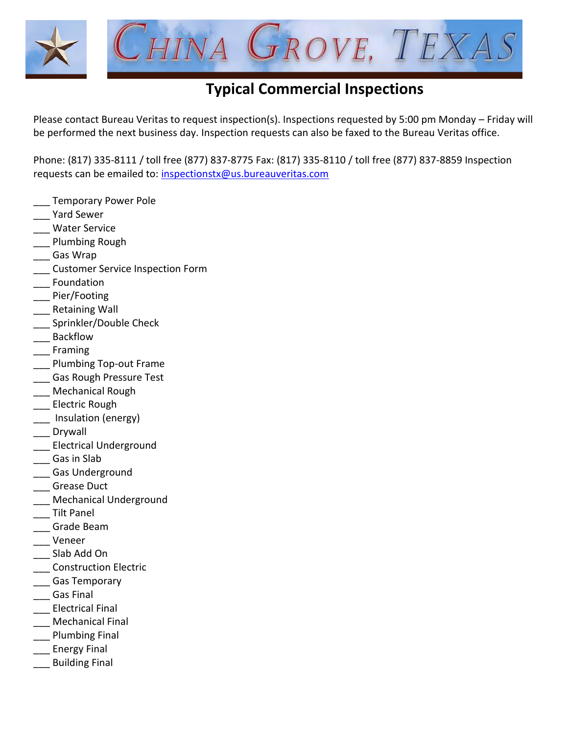# China Grove, Texas

## Typical Commercial Inspections

Please contact Bureau Veritas to request inspection(s). Inspections requested by 5:00 pm Monday – Friday will be performed the next business day. Inspection requests can also be faxed to the Bureau Veritas office.

Phone: (817) 335-8111 / toll free (877) 837-8775 Fax: (817) 335-8110 / toll free (877) 837-8859 Inspection requests can be emailed to: inspectionstx@us.bureauveritas.com

___ Temporary Power Pole
___ Yard Sewer
___ Water Service
___ Plumbing Rough
___ Gas Wrap
___ Customer Service Inspection Form
___ Foundation
___ Pier/Footing
___ Retaining Wall
___ Sprinkler/Double Check
___ Backflow
___ Framing
___ Plumbing Top-out Frame
___ Gas Rough Pressure Test
___ Mechanical Rough
___ Electric Rough
___ Insulation (energy)
___ Drywall
___ Electrical Underground
___ Gas in Slab
___ Gas Underground
___ Grease Duct
___ Mechanical Underground
___ Tilt Panel
___ Grade Beam
___ Veneer
___ Slab Add On
___ Construction Electric
___ Gas Temporary
___ Gas Final
___ Electrical Final
___ Mechanical Final
___ Plumbing Final
___ Energy Final
___ Building Final